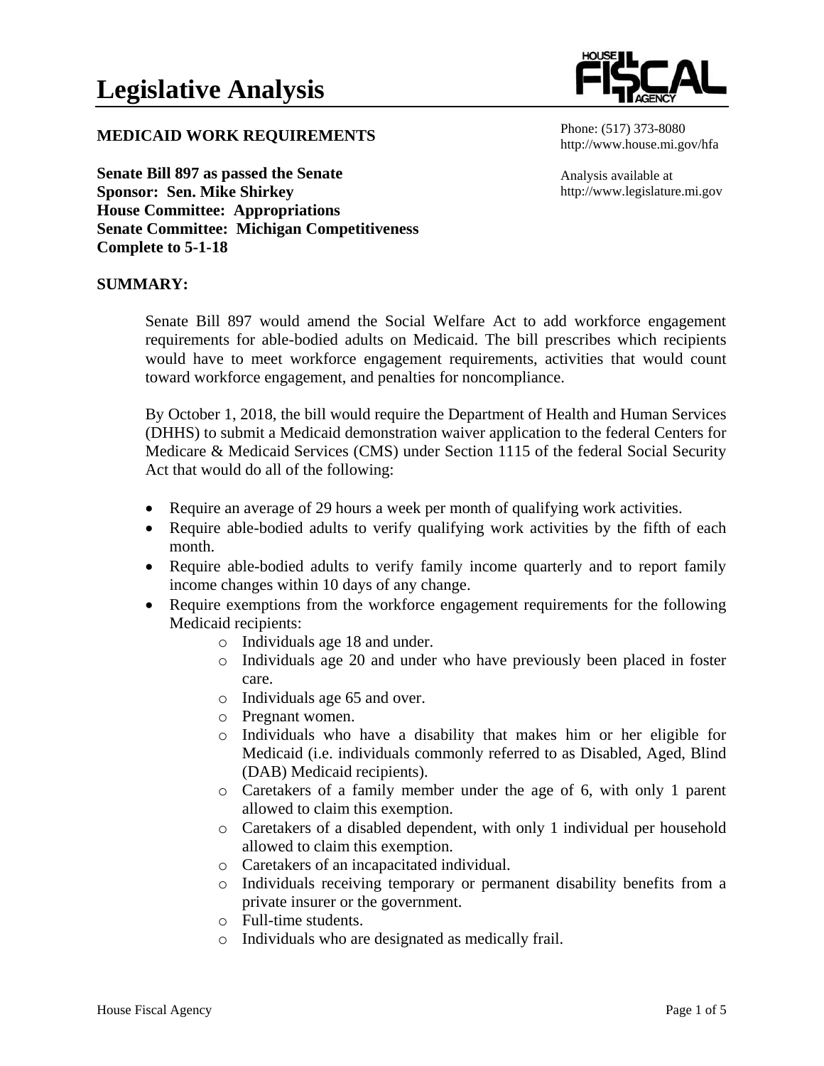# Legislative Analysis

**MEDICAID WORK REQUIREMENTS**

Phone: (517) 373-8080
http://www.house.mi.gov/hfa

**Senate Bill 897 as passed the Senate**
**Sponsor: Sen. Mike Shirkey**
**House Committee: Appropriations**
**Senate Committee: Michigan Competitiveness**
**Complete to 5-1-18**

Analysis available at
http://www.legislature.mi.gov

## SUMMARY:

Senate Bill 897 would amend the Social Welfare Act to add workforce engagement requirements for able-bodied adults on Medicaid. The bill prescribes which recipients would have to meet workforce engagement requirements, activities that would count toward workforce engagement, and penalties for noncompliance.

By October 1, 2018, the bill would require the Department of Health and Human Services (DHHS) to submit a Medicaid demonstration waiver application to the federal Centers for Medicare & Medicaid Services (CMS) under Section 1115 of the federal Social Security Act that would do all of the following:

- Require an average of 29 hours a week per month of qualifying work activities.
- Require able-bodied adults to verify qualifying work activities by the fifth of each month.
- Require able-bodied adults to verify family income quarterly and to report family income changes within 10 days of any change.
- Require exemptions from the workforce engagement requirements for the following Medicaid recipients:
  - Individuals age 18 and under.
  - Individuals age 20 and under who have previously been placed in foster care.
  - Individuals age 65 and over.
  - Pregnant women.
  - Individuals who have a disability that makes him or her eligible for Medicaid (i.e. individuals commonly referred to as Disabled, Aged, Blind (DAB) Medicaid recipients).
  - Caretakers of a family member under the age of 6, with only 1 parent allowed to claim this exemption.
  - Caretakers of a disabled dependent, with only 1 individual per household allowed to claim this exemption.
  - Caretakers of an incapacitated individual.
  - Individuals receiving temporary or permanent disability benefits from a private insurer or the government.
  - Full-time students.
  - Individuals who are designated as medically frail.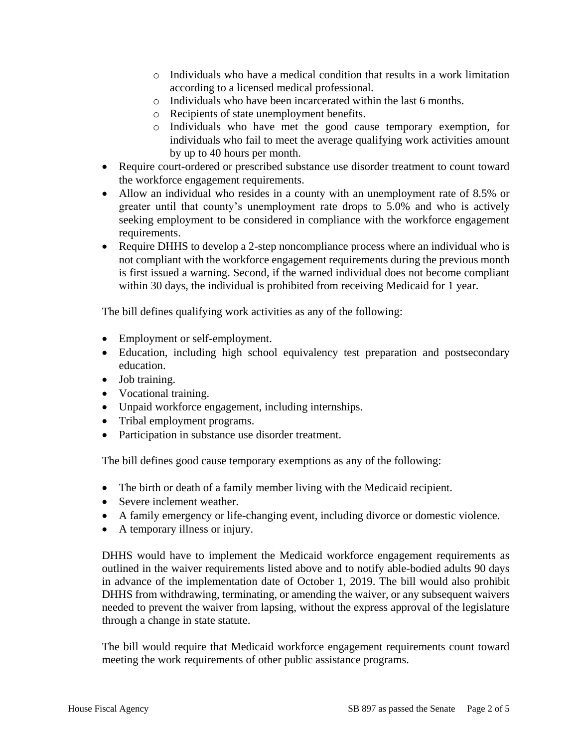- Individuals who have a medical condition that results in a work limitation according to a licensed medical professional.
    - Individuals who have been incarcerated within the last 6 months.
    - Recipients of state unemployment benefits.
    - Individuals who have met the good cause temporary exemption, for individuals who fail to meet the average qualifying work activities amount by up to 40 hours per month.
- Require court-ordered or prescribed substance use disorder treatment to count toward the workforce engagement requirements.
- Allow an individual who resides in a county with an unemployment rate of 8.5% or greater until that county's unemployment rate drops to 5.0% and who is actively seeking employment to be considered in compliance with the workforce engagement requirements.
- Require DHHS to develop a 2-step noncompliance process where an individual who is not compliant with the workforce engagement requirements during the previous month is first issued a warning. Second, if the warned individual does not become compliant within 30 days, the individual is prohibited from receiving Medicaid for 1 year.

The bill defines qualifying work activities as any of the following:

- Employment or self-employment.
- Education, including high school equivalency test preparation and postsecondary education.
- Job training.
- Vocational training.
- Unpaid workforce engagement, including internships.
- Tribal employment programs.
- Participation in substance use disorder treatment.

The bill defines good cause temporary exemptions as any of the following:

- The birth or death of a family member living with the Medicaid recipient.
- Severe inclement weather.
- A family emergency or life-changing event, including divorce or domestic violence.
- A temporary illness or injury.

DHHS would have to implement the Medicaid workforce engagement requirements as outlined in the waiver requirements listed above and to notify able-bodied adults 90 days in advance of the implementation date of October 1, 2019. The bill would also prohibit DHHS from withdrawing, terminating, or amending the waiver, or any subsequent waivers needed to prevent the waiver from lapsing, without the express approval of the legislature through a change in state statute.

The bill would require that Medicaid workforce engagement requirements count toward meeting the work requirements of other public assistance programs.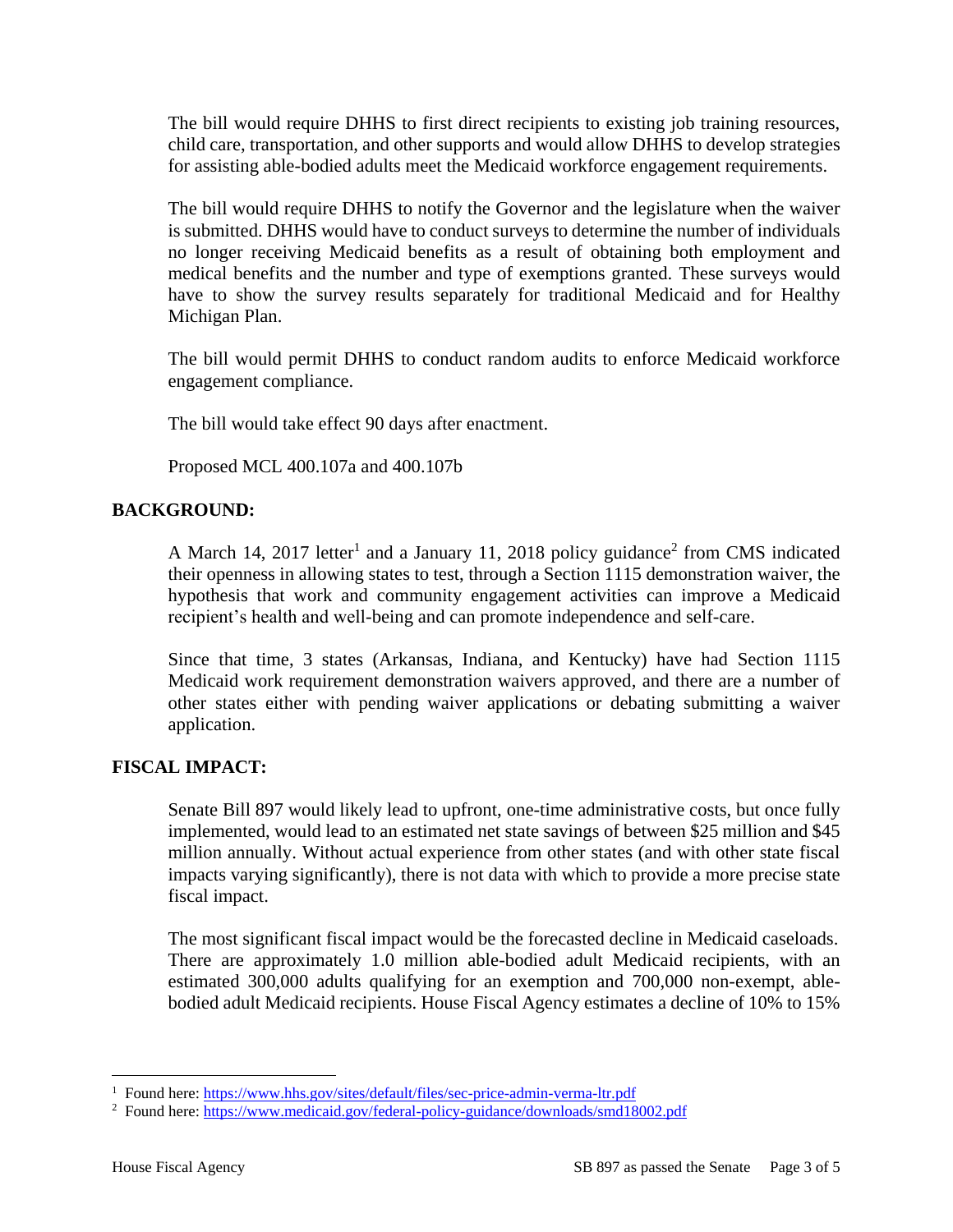The bill would require DHHS to first direct recipients to existing job training resources, child care, transportation, and other supports and would allow DHHS to develop strategies for assisting able-bodied adults meet the Medicaid workforce engagement requirements.

The bill would require DHHS to notify the Governor and the legislature when the waiver is submitted. DHHS would have to conduct surveys to determine the number of individuals no longer receiving Medicaid benefits as a result of obtaining both employment and medical benefits and the number and type of exemptions granted. These surveys would have to show the survey results separately for traditional Medicaid and for Healthy Michigan Plan.

The bill would permit DHHS to conduct random audits to enforce Medicaid workforce engagement compliance.

The bill would take effect 90 days after enactment.

Proposed MCL 400.107a and 400.107b

## BACKGROUND:

A March 14, 2017 letter[1] and a January 11, 2018 policy guidance[2] from CMS indicated their openness in allowing states to test, through a Section 1115 demonstration waiver, the hypothesis that work and community engagement activities can improve a Medicaid recipient's health and well-being and can promote independence and self-care.

Since that time, 3 states (Arkansas, Indiana, and Kentucky) have had Section 1115 Medicaid work requirement demonstration waivers approved, and there are a number of other states either with pending waiver applications or debating submitting a waiver application.

## FISCAL IMPACT:

Senate Bill 897 would likely lead to upfront, one-time administrative costs, but once fully implemented, would lead to an estimated net state savings of between $25 million and $45 million annually. Without actual experience from other states (and with other state fiscal impacts varying significantly), there is not data with which to provide a more precise state fiscal impact.

The most significant fiscal impact would be the forecasted decline in Medicaid caseloads. There are approximately 1.0 million able-bodied adult Medicaid recipients, with an estimated 300,000 adults qualifying for an exemption and 700,000 non-exempt, able-bodied adult Medicaid recipients. House Fiscal Agency estimates a decline of 10% to 15%

---

[1] Found here: https://www.hhs.gov/sites/default/files/sec-price-admin-verma-ltr.pdf

[2] Found here: https://www.medicaid.gov/federal-policy-guidance/downloads/smd18002.pdf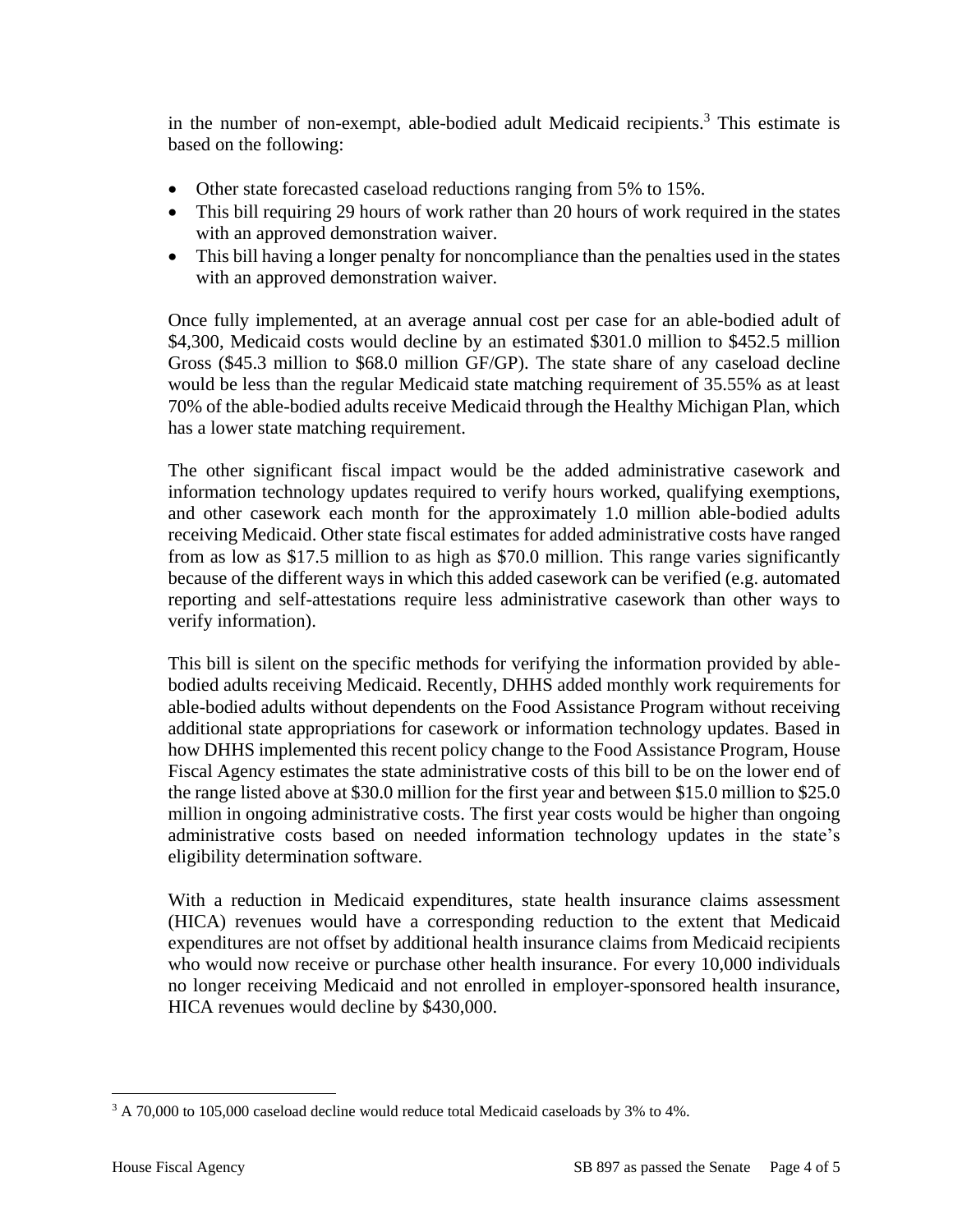in the number of non-exempt, able-bodied adult Medicaid recipients.[3] This estimate is based on the following:

- Other state forecasted caseload reductions ranging from 5% to 15%.
- This bill requiring 29 hours of work rather than 20 hours of work required in the states with an approved demonstration waiver.
- This bill having a longer penalty for noncompliance than the penalties used in the states with an approved demonstration waiver.

Once fully implemented, at an average annual cost per case for an able-bodied adult of $4,300, Medicaid costs would decline by an estimated $301.0 million to $452.5 million Gross ($45.3 million to $68.0 million GF/GP). The state share of any caseload decline would be less than the regular Medicaid state matching requirement of 35.55% as at least 70% of the able-bodied adults receive Medicaid through the Healthy Michigan Plan, which has a lower state matching requirement.

The other significant fiscal impact would be the added administrative casework and information technology updates required to verify hours worked, qualifying exemptions, and other casework each month for the approximately 1.0 million able-bodied adults receiving Medicaid. Other state fiscal estimates for added administrative costs have ranged from as low as $17.5 million to as high as $70.0 million. This range varies significantly because of the different ways in which this added casework can be verified (e.g. automated reporting and self-attestations require less administrative casework than other ways to verify information).

This bill is silent on the specific methods for verifying the information provided by able-bodied adults receiving Medicaid. Recently, DHHS added monthly work requirements for able-bodied adults without dependents on the Food Assistance Program without receiving additional state appropriations for casework or information technology updates. Based in how DHHS implemented this recent policy change to the Food Assistance Program, House Fiscal Agency estimates the state administrative costs of this bill to be on the lower end of the range listed above at $30.0 million for the first year and between $15.0 million to $25.0 million in ongoing administrative costs. The first year costs would be higher than ongoing administrative costs based on needed information technology updates in the state's eligibility determination software.

With a reduction in Medicaid expenditures, state health insurance claims assessment (HICA) revenues would have a corresponding reduction to the extent that Medicaid expenditures are not offset by additional health insurance claims from Medicaid recipients who would now receive or purchase other health insurance. For every 10,000 individuals no longer receiving Medicaid and not enrolled in employer-sponsored health insurance, HICA revenues would decline by $430,000.

---

[3] A 70,000 to 105,000 caseload decline would reduce total Medicaid caseloads by 3% to 4%.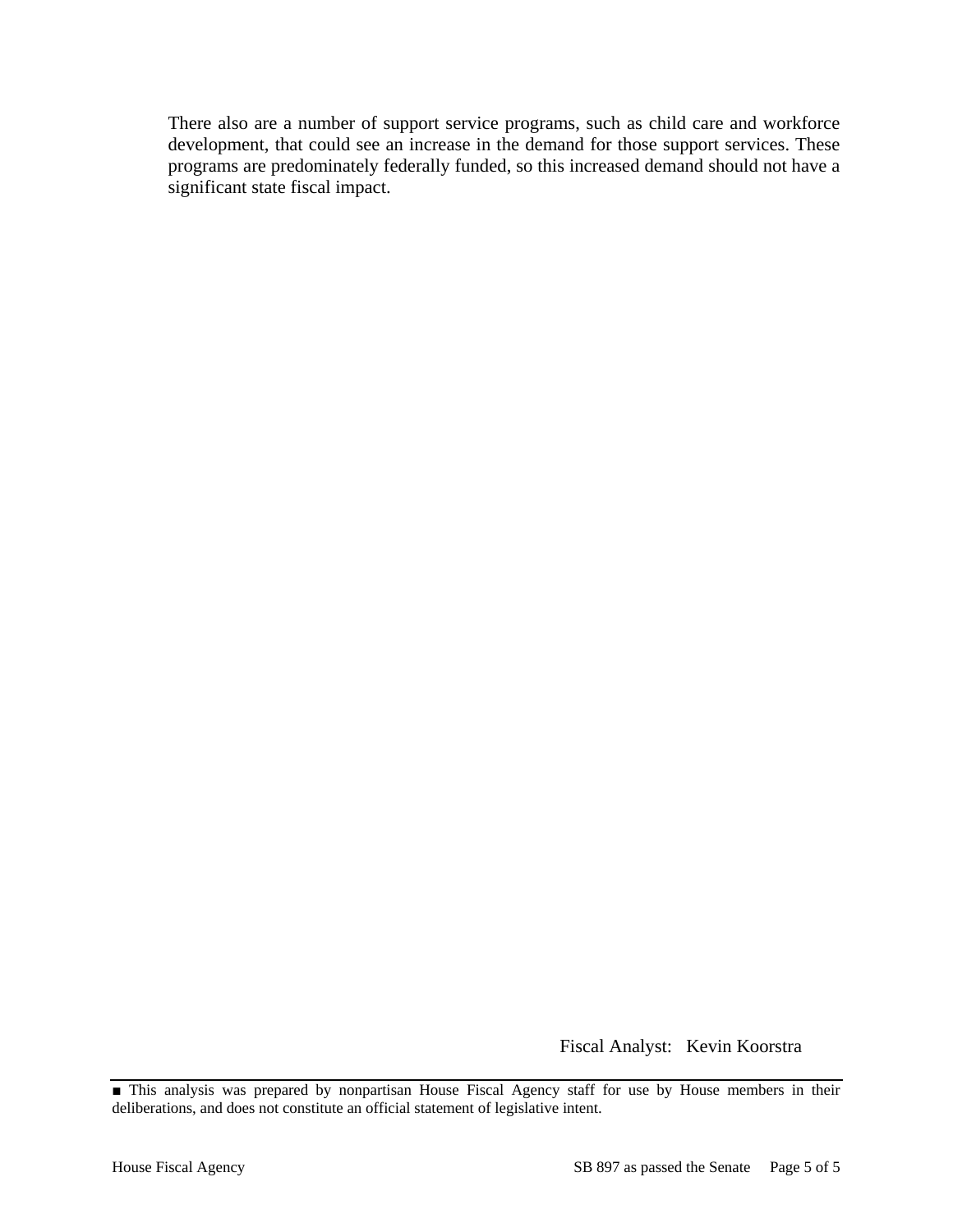There also are a number of support service programs, such as child care and workforce development, that could see an increase in the demand for those support services. These programs are predominately federally funded, so this increased demand should not have a significant state fiscal impact.

Fiscal Analyst: Kevin Koorstra

■ This analysis was prepared by nonpartisan House Fiscal Agency staff for use by House members in their deliberations, and does not constitute an official statement of legislative intent.